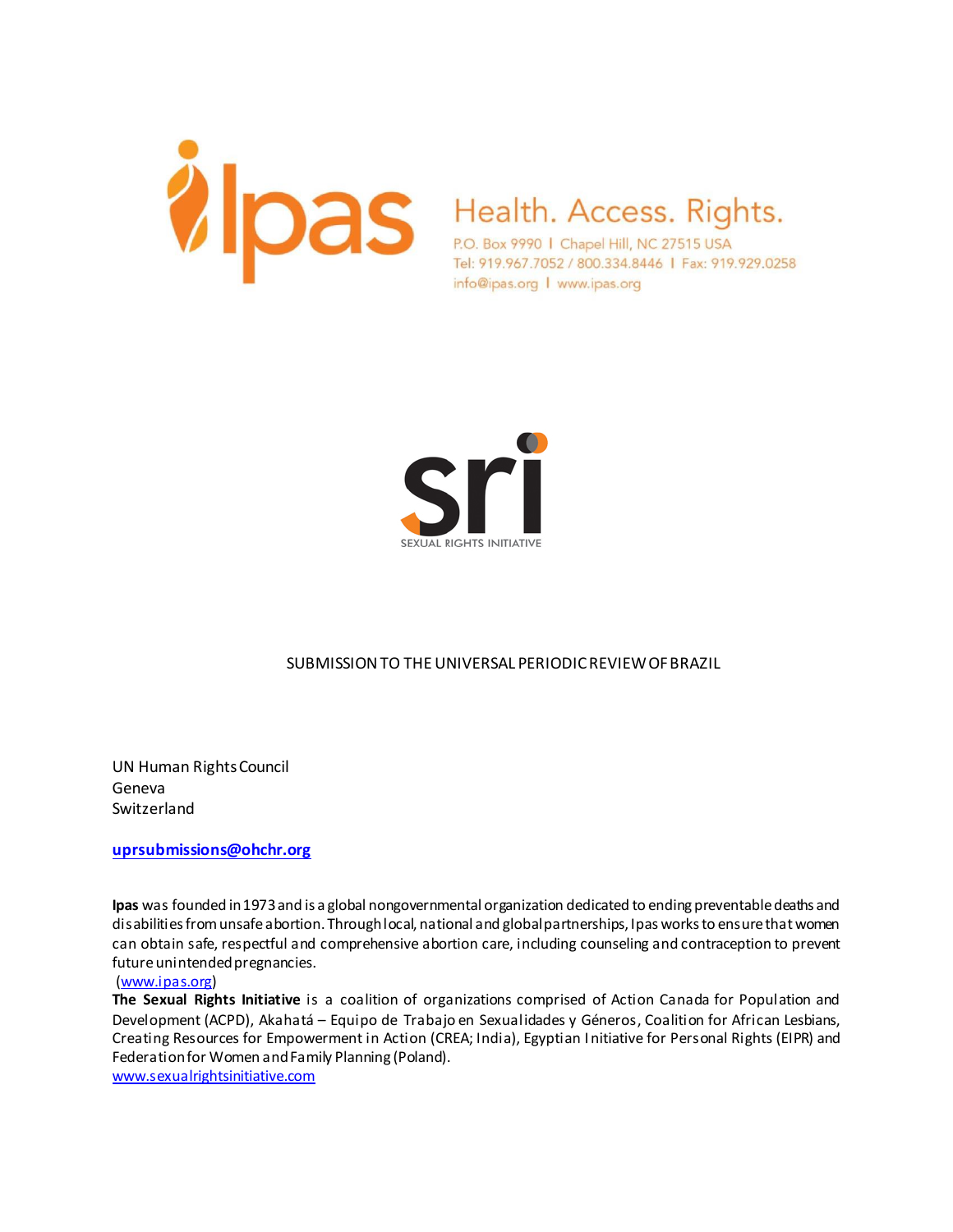Ipas

Health. Access. Rights.

P.O. Box 9990 | Chapel Hill, NC 27515 USA
Tel: 919.967.7052 / 800.334.8446 | Fax: 919.929.0258
info@ipas.org | www.ipas.org

sri

SEXUAL RIGHTS INITIATIVE

SUBMISSION TO THE UNIVERSAL PERIODIC REVIEW OF BRAZIL

UN Human Rights Council
Geneva
Switzerland

**uprsubmissions@ohchr.org**

**Ipas** was founded in 1973 and is a global nongovernmental organization dedicated to ending preventable deaths and disabilities from unsafe abortion. Through local, national and global partnerships, Ipas works to ensure that women can obtain safe, respectful and comprehensive abortion care, including counseling and contraception to prevent future unintended pregnancies.
(www.ipas.org)

**The Sexual Rights Initiative** is a coalition of organizations comprised of Action Canada for Population and Development (ACPD), Akahatá – Equipo de Trabajo en Sexualidades y Géneros, Coalition for African Lesbians, Creating Resources for Empowerment in Action (CREA; India), Egyptian Initiative for Personal Rights (EIPR) and Federation for Women and Family Planning (Poland).
www.sexualrightsinitiative.com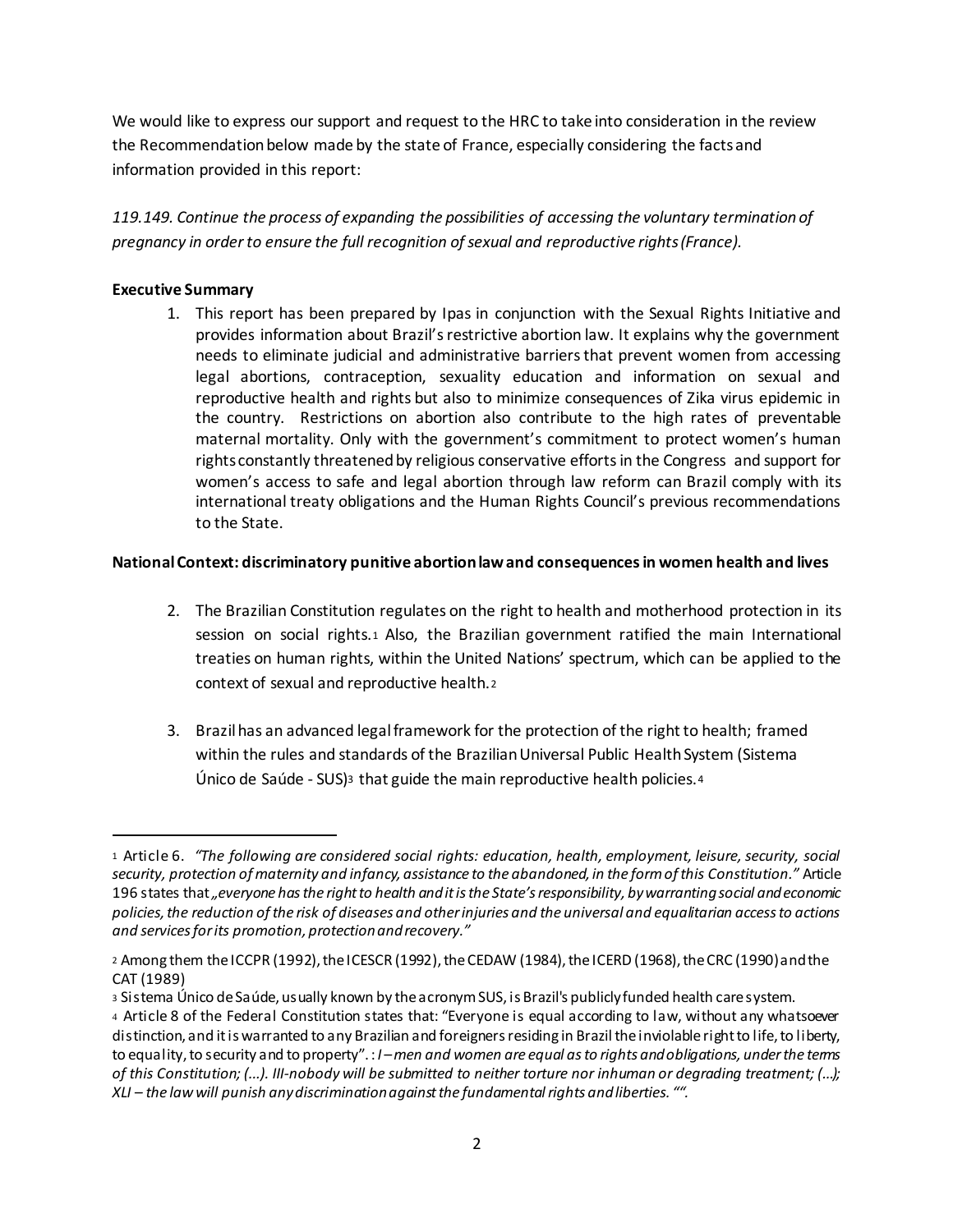We would like to express our support and request to the HRC to take into consideration in the review the Recommendation below made by the state of France, especially considering the facts and information provided in this report:

*119.149. Continue the process of expanding the possibilities of accessing the voluntary termination of pregnancy in order to ensure the full recognition of sexual and reproductive rights (France).*

**Executive Summary**

1. This report has been prepared by Ipas in conjunction with the Sexual Rights Initiative and provides information about Brazil's restrictive abortion law. It explains why the government needs to eliminate judicial and administrative barriers that prevent women from accessing legal abortions, contraception, sexuality education and information on sexual and reproductive health and rights but also to minimize consequences of Zika virus epidemic in the country. Restrictions on abortion also contribute to the high rates of preventable maternal mortality. Only with the government's commitment to protect women's human rights constantly threatened by religious conservative efforts in the Congress and support for women's access to safe and legal abortion through law reform can Brazil comply with its international treaty obligations and the Human Rights Council's previous recommendations to the State.

**National Context: discriminatory punitive abortion law and consequences in women health and lives**

2. The Brazilian Constitution regulates on the right to health and motherhood protection in its session on social rights.[1] Also, the Brazilian government ratified the main International treaties on human rights, within the United Nations' spectrum, which can be applied to the context of sexual and reproductive health.[2]

3. Brazil has an advanced legal framework for the protection of the right to health; framed within the rules and standards of the Brazilian Universal Public Health System (Sistema Único de Saúde - SUS)[3] that guide the main reproductive health policies.[4]

---

[1] Article 6. *"The following are considered social rights: education, health, employment, leisure, security, social security, protection of maternity and infancy, assistance to the abandoned, in the form of this Constitution."* Article 196 states that *„everyone has the right to health and it is the State's responsibility, by warranting social and economic policies, the reduction of the risk of diseases and other injuries and the universal and equalitarian access to actions and services for its promotion, protection and recovery."*

[2] Among them the ICCPR (1992), the ICESCR (1992), the CEDAW (1984), the ICERD (1968), the CRC (1990) and the CAT (1989)

[3] Sistema Único de Saúde, usually known by the acronym SUS, is Brazil's publicly funded health care system.

[4] Article 8 of the Federal Constitution states that: "Everyone is equal according to law, without any whatsoever distinction, and it is warranted to any Brazilian and foreigners residing in Brazil the inviolable right to life, to liberty, to equality, to security and to property". : *I – men and women are equal as to rights and obligations, under the terms of this Constitution; (...). III-nobody will be submitted to neither torture nor inhuman or degrading treatment; (...); XLI – the law will punish any discrimination against the fundamental rights and liberties. "".*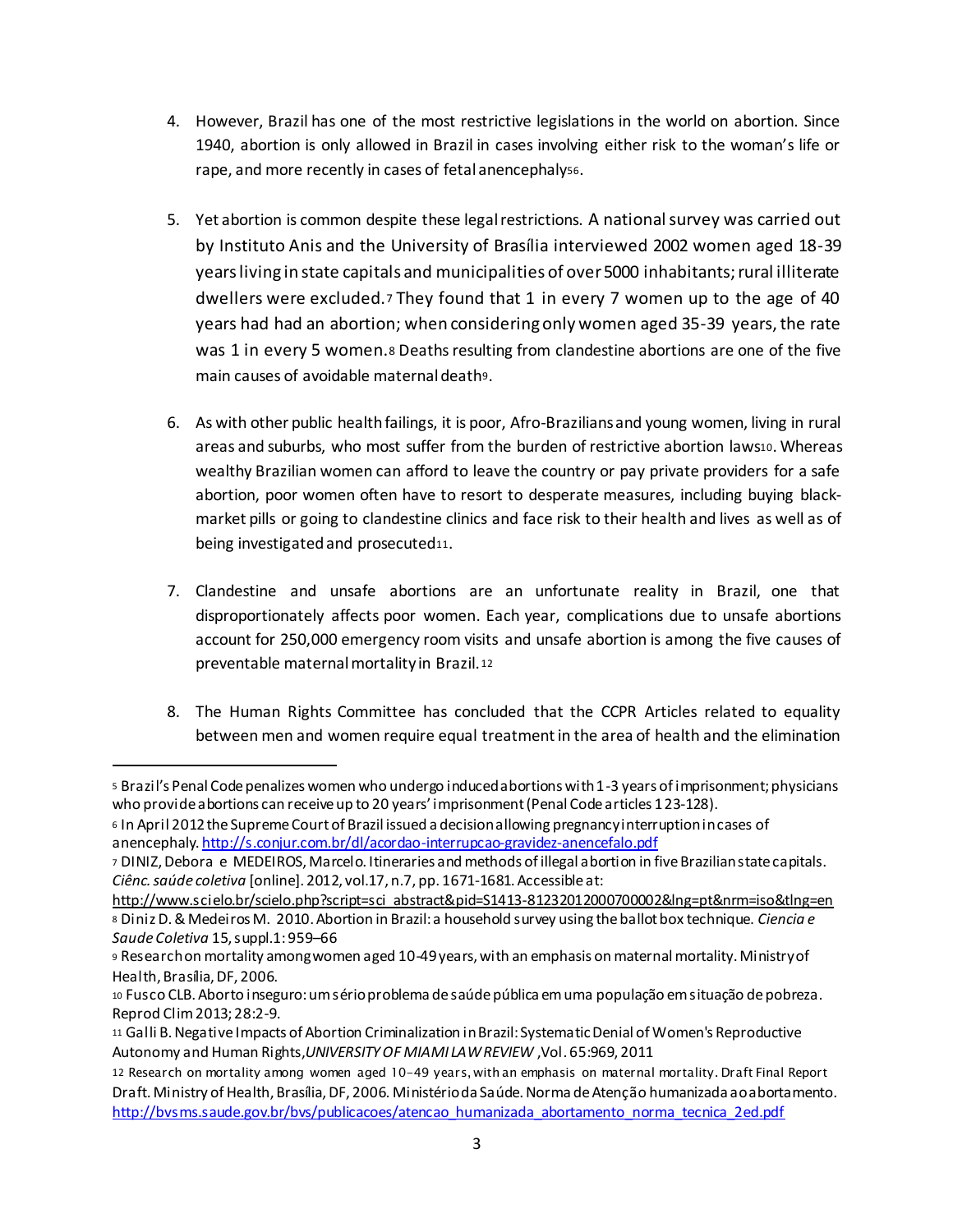4. However, Brazil has one of the most restrictive legislations in the world on abortion. Since 1940, abortion is only allowed in Brazil in cases involving either risk to the woman's life or rape, and more recently in cases of fetal anencephaly[5][6].

5. Yet abortion is common despite these legal restrictions. A national survey was carried out by Instituto Anis and the University of Brasília interviewed 2002 women aged 18-39 years living in state capitals and municipalities of over 5000 inhabitants; rural illiterate dwellers were excluded.[7] They found that 1 in every 7 women up to the age of 40 years had had an abortion; when considering only women aged 35-39 years, the rate was 1 in every 5 women.[8] Deaths resulting from clandestine abortions are one of the five main causes of avoidable maternal death[9].

6. As with other public health failings, it is poor, Afro-Brazilians and young women, living in rural areas and suburbs, who most suffer from the burden of restrictive abortion laws[10]. Whereas wealthy Brazilian women can afford to leave the country or pay private providers for a safe abortion, poor women often have to resort to desperate measures, including buying black-market pills or going to clandestine clinics and face risk to their health and lives as well as of being investigated and prosecuted[11].

7. Clandestine and unsafe abortions are an unfortunate reality in Brazil, one that disproportionately affects poor women. Each year, complications due to unsafe abortions account for 250,000 emergency room visits and unsafe abortion is among the five causes of preventable maternal mortality in Brazil.[12]

8. The Human Rights Committee has concluded that the CCPR Articles related to equality between men and women require equal treatment in the area of health and the elimination

---

[5] Brazil's Penal Code penalizes women who undergo induced abortions with 1-3 years of imprisonment; physicians who provide abortions can receive up to 20 years' imprisonment (Penal Code articles 123-128).

[6] In April 2012 the Supreme Court of Brazil issued a decision allowing pregnancy interruption in cases of anencephaly. http://s.conjur.com.br/dl/acordao-interrupcao-gravidez-anencefalo.pdf

[7] DINIZ, Debora e MEDEIROS, Marcelo. Itineraries and methods of illegal abortion in five Brazilian state capitals. *Ciênc. saúde coletiva* [online]. 2012, vol.17, n.7, pp. 1671-1681. Accessible at: http://www.scielo.br/scielo.php?script=sci_abstract&pid=S1413-81232012000700002&lng=pt&nrm=iso&tlng=en

[8] Diniz D. & Medeiros M. 2010. Abortion in Brazil: a household survey using the ballot box technique. *Ciencia e Saude Coletiva* 15, suppl.1: 959–66

[9] Research on mortality among women aged 10-49 years, with an emphasis on maternal mortality. Ministry of Health, Brasília, DF, 2006.

[10] Fusco CLB. Aborto inseguro: um sério problema de saúde pública em uma população em situação de pobreza. Reprod Clim 2013; 28:2-9.

[11] Galli B. Negative Impacts of Abortion Criminalization in Brazil: Systematic Denial of Women's Reproductive Autonomy and Human Rights, *UNIVERSITY OF MIAMI LAW REVIEW*, Vol. 65:969, 2011

[12] Research on mortality among women aged 10–49 years, with an emphasis on maternal mortality. Draft Final Report Draft. Ministry of Health, Brasília, DF, 2006. Ministério da Saúde. Norma de Atenção humanizada ao abortamento. http://bvsms.saude.gov.br/bvs/publicacoes/atencao_humanizada_abortamento_norma_tecnica_2ed.pdf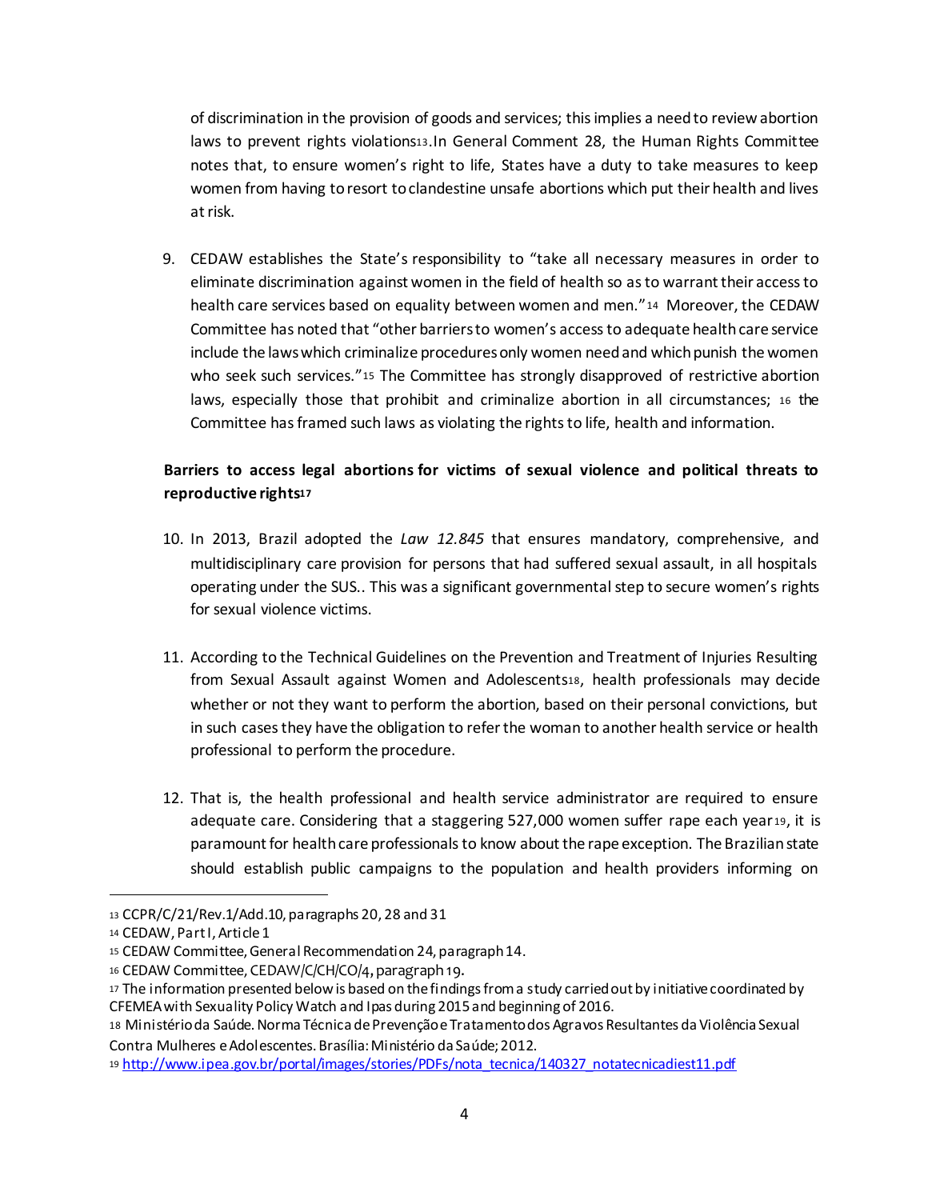of discrimination in the provision of goods and services; this implies a need to review abortion laws to prevent rights violations[13].In General Comment 28, the Human Rights Committee notes that, to ensure women's right to life, States have a duty to take measures to keep women from having to resort to clandestine unsafe abortions which put their health and lives at risk.

9. CEDAW establishes the State's responsibility to "take all necessary measures in order to eliminate discrimination against women in the field of health so as to warrant their access to health care services based on equality between women and men."[14] Moreover, the CEDAW Committee has noted that "other barriers to women's access to adequate health care service include the laws which criminalize procedures only women need and which punish the women who seek such services."[15] The Committee has strongly disapproved of restrictive abortion laws, especially those that prohibit and criminalize abortion in all circumstances; [16] the Committee has framed such laws as violating the rights to life, health and information.

**Barriers to access legal abortions for victims of sexual violence and political threats to reproductive rights[17]**

10. In 2013, Brazil adopted the *Law 12.845* that ensures mandatory, comprehensive, and multidisciplinary care provision for persons that had suffered sexual assault, in all hospitals operating under the SUS.. This was a significant governmental step to secure women's rights for sexual violence victims.

11. According to the Technical Guidelines on the Prevention and Treatment of Injuries Resulting from Sexual Assault against Women and Adolescents[18], health professionals may decide whether or not they want to perform the abortion, based on their personal convictions, but in such cases they have the obligation to refer the woman to another health service or health professional to perform the procedure.

12. That is, the health professional and health service administrator are required to ensure adequate care. Considering that a staggering 527,000 women suffer rape each year[19], it is paramount for health care professionals to know about the rape exception. The Brazilian state should establish public campaigns to the population and health providers informing on

---

[13] CCPR/C/21/Rev.1/Add.10, paragraphs 20, 28 and 31

[14] CEDAW, Part I, Article 1

[15] CEDAW Committee, General Recommendation 24, paragraph 14.

[16] CEDAW Committee, CEDAW/C/CH/CO/4, paragraph 19.

[17] The information presented below is based on the findings from a study carried out by initiative coordinated by CFEMEA with Sexuality Policy Watch and Ipas during 2015 and beginning of 2016.

[18] Ministério da Saúde. Norma Técnica de Prevenção e Tratamento dos Agravos Resultantes da Violência Sexual Contra Mulheres e Adolescentes. Brasília: Ministério da Saúde; 2012.

[19] http://www.ipea.gov.br/portal/images/stories/PDFs/nota_tecnica/140327_notatecnicadiest11.pdf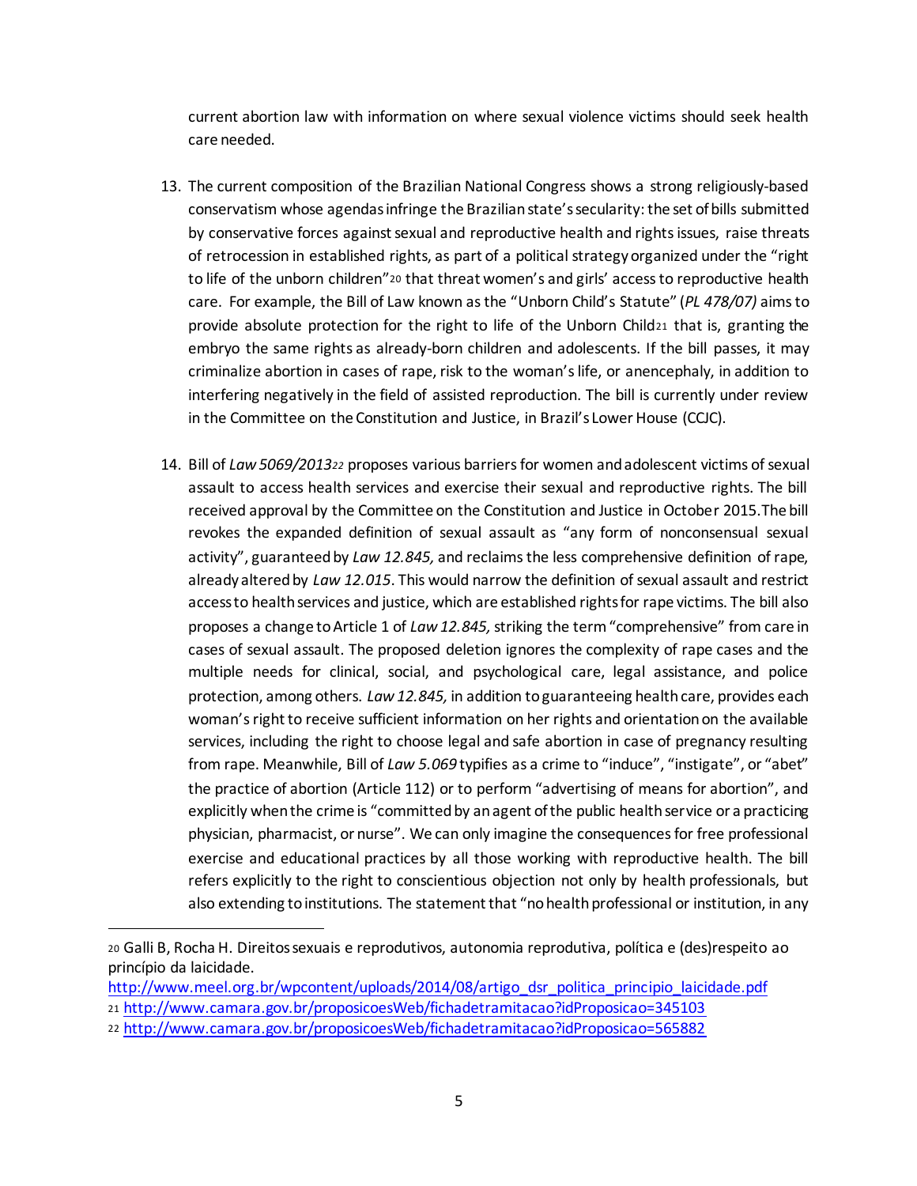current abortion law with information on where sexual violence victims should seek health care needed.

13. The current composition of the Brazilian National Congress shows a strong religiously-based conservatism whose agendas infringe the Brazilian state's secularity: the set of bills submitted by conservative forces against sexual and reproductive health and rights issues, raise threats of retrocession in established rights, as part of a political strategy organized under the "right to life of the unborn children"[20] that threat women's and girls' access to reproductive health care. For example, the Bill of Law known as the "Unborn Child's Statute" (*PL 478/07)* aims to provide absolute protection for the right to life of the Unborn Child[21] that is, granting the embryo the same rights as already-born children and adolescents. If the bill passes, it may criminalize abortion in cases of rape, risk to the woman's life, or anencephaly, in addition to interfering negatively in the field of assisted reproduction. The bill is currently under review in the Committee on the Constitution and Justice, in Brazil's Lower House (CCJC).

14. Bill of *Law 5069/2013*[22] proposes various barriers for women and adolescent victims of sexual assault to access health services and exercise their sexual and reproductive rights. The bill received approval by the Committee on the Constitution and Justice in October 2015.The bill revokes the expanded definition of sexual assault as "any form of nonconsensual sexual activity", guaranteed by *Law 12.845,* and reclaims the less comprehensive definition of rape, already altered by *Law 12.015*. This would narrow the definition of sexual assault and restrict access to health services and justice, which are established rights for rape victims. The bill also proposes a change to Article 1 of *Law 12.845,* striking the term "comprehensive" from care in cases of sexual assault. The proposed deletion ignores the complexity of rape cases and the multiple needs for clinical, social, and psychological care, legal assistance, and police protection, among others. *Law 12.845,* in addition to guaranteeing health care, provides each woman's right to receive sufficient information on her rights and orientation on the available services, including the right to choose legal and safe abortion in case of pregnancy resulting from rape. Meanwhile, Bill of *Law 5.069* typifies as a crime to "induce", "instigate", or "abet" the practice of abortion (Article 112) or to perform "advertising of means for abortion", and explicitly when the crime is "committed by an agent of the public health service or a practicing physician, pharmacist, or nurse". We can only imagine the consequences for free professional exercise and educational practices by all those working with reproductive health. The bill refers explicitly to the right to conscientious objection not only by health professionals, but also extending to institutions. The statement that "no health professional or institution, in any

---

[20] Galli B, Rocha H. Direitos sexuais e reprodutivos, autonomia reprodutiva, política e (des)respeito ao princípio da laicidade. http://www.meel.org.br/wpcontent/uploads/2014/08/artigo_dsr_politica_principio_laicidade.pdf

[21] http://www.camara.gov.br/proposicoesWeb/fichadetramitacao?idProposicao=345103

[22] http://www.camara.gov.br/proposicoesWeb/fichadetramitacao?idProposicao=565882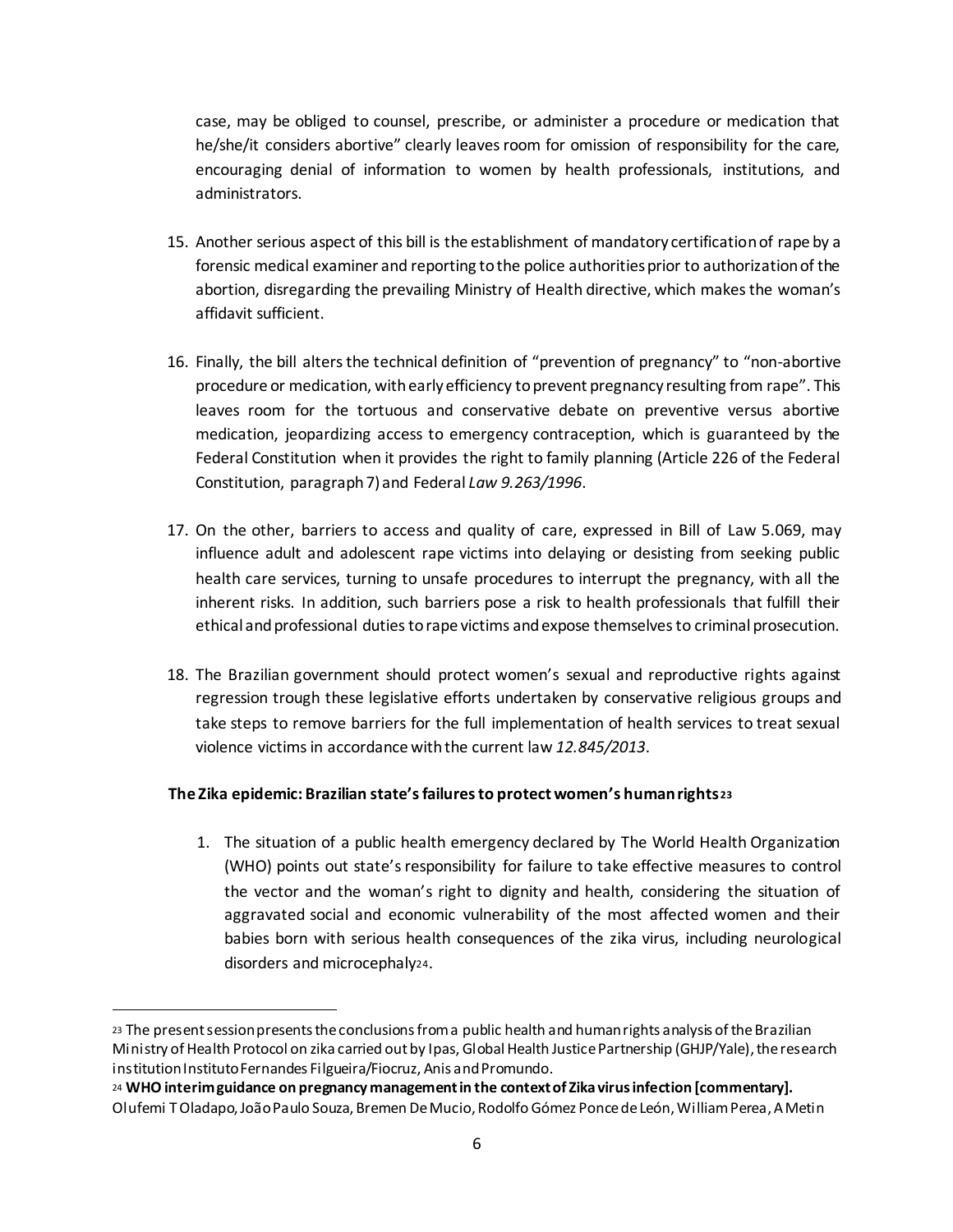case, may be obliged to counsel, prescribe, or administer a procedure or medication that he/she/it considers abortive" clearly leaves room for omission of responsibility for the care, encouraging denial of information to women by health professionals, institutions, and administrators.

15. Another serious aspect of this bill is the establishment of mandatory certification of rape by a forensic medical examiner and reporting to the police authorities prior to authorization of the abortion, disregarding the prevailing Ministry of Health directive, which makes the woman's affidavit sufficient.

16. Finally, the bill alters the technical definition of "prevention of pregnancy" to "non-abortive procedure or medication, with early efficiency to prevent pregnancy resulting from rape". This leaves room for the tortuous and conservative debate on preventive versus abortive medication, jeopardizing access to emergency contraception, which is guaranteed by the Federal Constitution when it provides the right to family planning (Article 226 of the Federal Constitution, paragraph 7) and Federal *Law 9.263/1996*.

17. On the other, barriers to access and quality of care, expressed in Bill of Law 5.069, may influence adult and adolescent rape victims into delaying or desisting from seeking public health care services, turning to unsafe procedures to interrupt the pregnancy, with all the inherent risks. In addition, such barriers pose a risk to health professionals that fulfill their ethical and professional duties to rape victims and expose themselves to criminal prosecution.

18. The Brazilian government should protect women's sexual and reproductive rights against regression trough these legislative efforts undertaken by conservative religious groups and take steps to remove barriers for the full implementation of health services to treat sexual violence victims in accordance with the current law *12.845/2013*.

**The Zika epidemic: Brazilian state's failures to protect women's human rights**[23]

1. The situation of a public health emergency declared by The World Health Organization (WHO) points out state's responsibility for failure to take effective measures to control the vector and the woman's right to dignity and health, considering the situation of aggravated social and economic vulnerability of the most affected women and their babies born with serious health consequences of the zika virus, including neurological disorders and microcephaly[24].

---

[23] The present session presents the conclusions from a public health and human rights analysis of the Brazilian Ministry of Health Protocol on zika carried out by Ipas, Global Health Justice Partnership (GHJP/Yale), the research institution Instituto Fernandes Filgueira/Fiocruz, Anis and Promundo.

[24] **WHO interim guidance on pregnancy management in the context of Zika virus infection [commentary].** Olufemi T Oladapo, João Paulo Souza, Bremen De Mucio, Rodolfo Gómez Ponce de León, William Perea, A Metin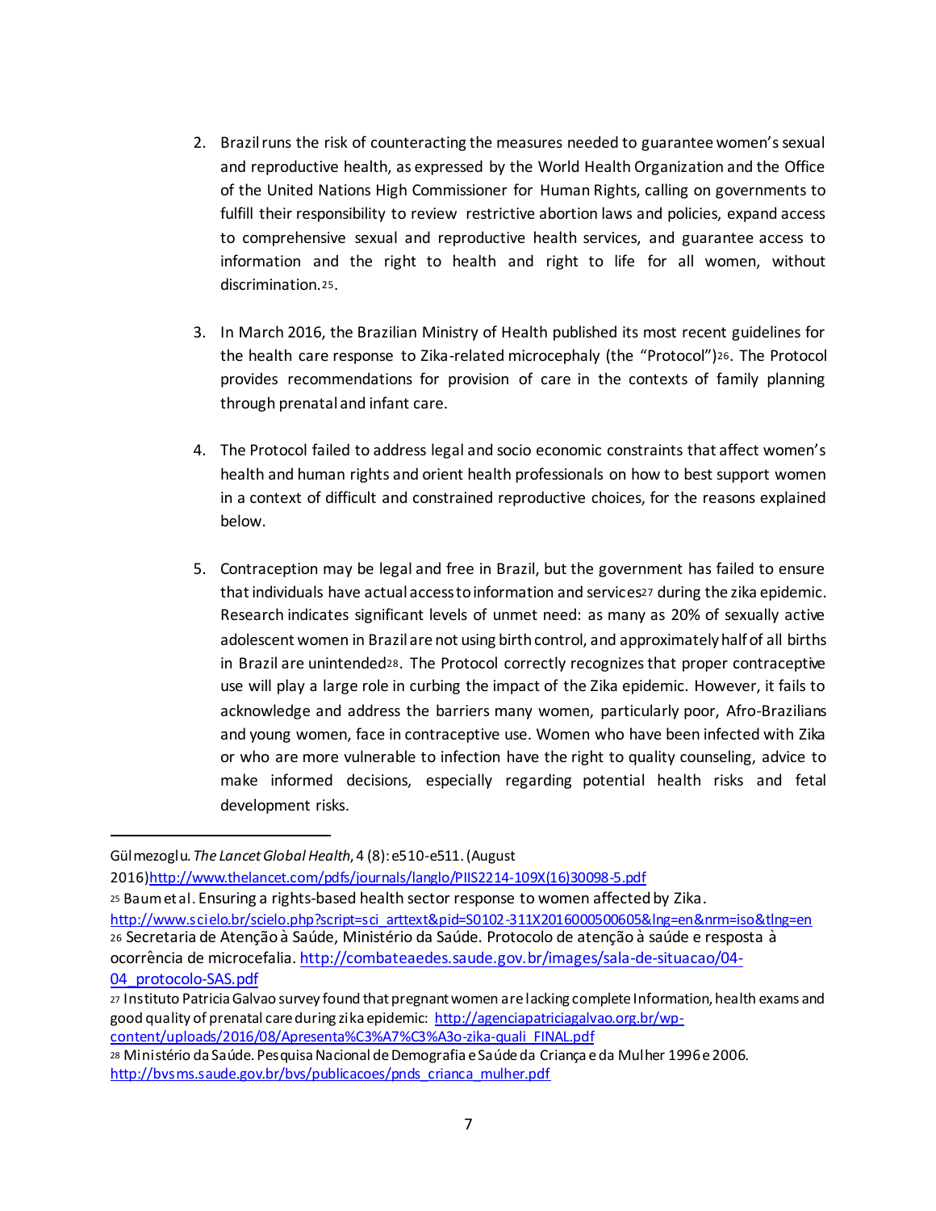2. Brazil runs the risk of counteracting the measures needed to guarantee women's sexual and reproductive health, as expressed by the World Health Organization and the Office of the United Nations High Commissioner for Human Rights, calling on governments to fulfill their responsibility to review restrictive abortion laws and policies, expand access to comprehensive sexual and reproductive health services, and guarantee access to information and the right to health and right to life for all women, without discrimination.[25].

3. In March 2016, the Brazilian Ministry of Health published its most recent guidelines for the health care response to Zika-related microcephaly (the "Protocol")[26]. The Protocol provides recommendations for provision of care in the contexts of family planning through prenatal and infant care.

4. The Protocol failed to address legal and socio economic constraints that affect women's health and human rights and orient health professionals on how to best support women in a context of difficult and constrained reproductive choices, for the reasons explained below.

5. Contraception may be legal and free in Brazil, but the government has failed to ensure that individuals have actual access to information and services[27] during the zika epidemic. Research indicates significant levels of unmet need: as many as 20% of sexually active adolescent women in Brazil are not using birth control, and approximately half of all births in Brazil are unintended[28]. The Protocol correctly recognizes that proper contraceptive use will play a large role in curbing the impact of the Zika epidemic. However, it fails to acknowledge and address the barriers many women, particularly poor, Afro-Brazilians and young women, face in contraceptive use. Women who have been infected with Zika or who are more vulnerable to infection have the right to quality counseling, advice to make informed decisions, especially regarding potential health risks and fetal development risks.

---

Gülmezoglu. *The Lancet Global Health*, 4 (8): e510-e511. (August 2016)http://www.thelancet.com/pdfs/journals/langlo/PIIS2214-109X(16)30098-5.pdf

[25] Baum et al. Ensuring a rights-based health sector response to women affected by Zika. http://www.scielo.br/scielo.php?script=sci_arttext&pid=S0102-311X2016000500605&lng=en&nrm=iso&tlng=en

[26] Secretaria de Atenção à Saúde, Ministério da Saúde. Protocolo de atenção à saúde e resposta à ocorrência de microcefalia. http://combateaedes.saude.gov.br/images/sala-de-situacao/04-04_protocolo-SAS.pdf

[27] Instituto Patricia Galvao survey found that pregnant women are lacking complete Information, health exams and good quality of prenatal care during zika epidemic: http://agenciapatriciagalvao.org.br/wp-content/uploads/2016/08/Apresenta%C3%A7%C3%A3o-zika-quali_FINAL.pdf

[28] Ministério da Saúde. Pesquisa Nacional de Demografia e Saúde da Criança e da Mulher 1996 e 2006. http://bvsms.saude.gov.br/bvs/publicacoes/pnds_crianca_mulher.pdf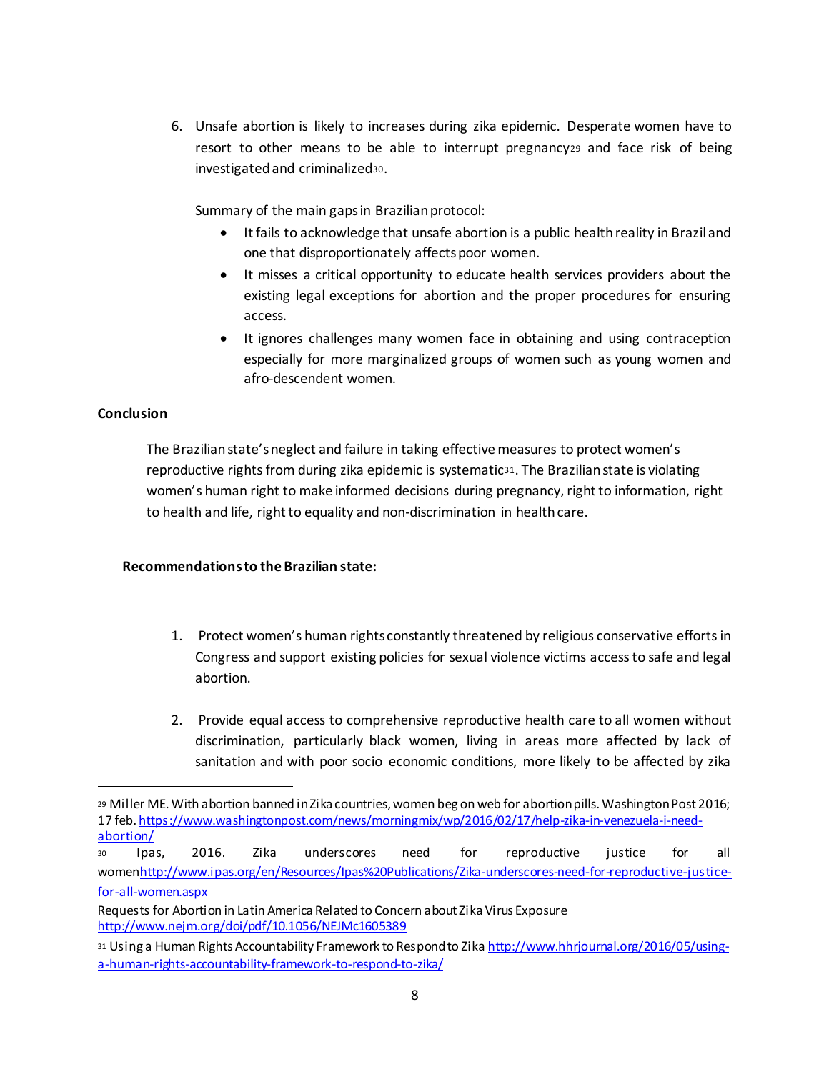6. Unsafe abortion is likely to increases during zika epidemic. Desperate women have to resort to other means to be able to interrupt pregnancy[29] and face risk of being investigated and criminalized[30].

   Summary of the main gaps in Brazilian protocol:

   - It fails to acknowledge that unsafe abortion is a public health reality in Brazil and one that disproportionately affects poor women.
   - It misses a critical opportunity to educate health services providers about the existing legal exceptions for abortion and the proper procedures for ensuring access.
   - It ignores challenges many women face in obtaining and using contraception especially for more marginalized groups of women such as young women and afro-descendent women.

**Conclusion**

The Brazilian state's neglect and failure in taking effective measures to protect women's reproductive rights from during zika epidemic is systematic[31]. The Brazilian state is violating women's human right to make informed decisions during pregnancy, right to information, right to health and life, right to equality and non-discrimination in health care.

**Recommendations to the Brazilian state:**

1. Protect women's human rights constantly threatened by religious conservative efforts in Congress and support existing policies for sexual violence victims access to safe and legal abortion.

2. Provide equal access to comprehensive reproductive health care to all women without discrimination, particularly black women, living in areas more affected by lack of sanitation and with poor socio economic conditions, more likely to be affected by zika

---

[29] Miller ME. With abortion banned in Zika countries, women beg on web for abortion pills. Washington Post 2016; 17 feb. https://www.washingtonpost.com/news/morningmix/wp/2016/02/17/help-zika-in-venezuela-i-need-abortion/

[30] Ipas, 2016. Zika underscores need for reproductive justice for all women http://www.ipas.org/en/Resources/Ipas%20Publications/Zika-underscores-need-for-reproductive-justice-for-all-women.aspx

Requests for Abortion in Latin America Related to Concern about Zika Virus Exposure http://www.nejm.org/doi/pdf/10.1056/NEJMc1605389

[31] Using a Human Rights Accountability Framework to Respond to Zika http://www.hhrjournal.org/2016/05/using-a-human-rights-accountability-framework-to-respond-to-zika/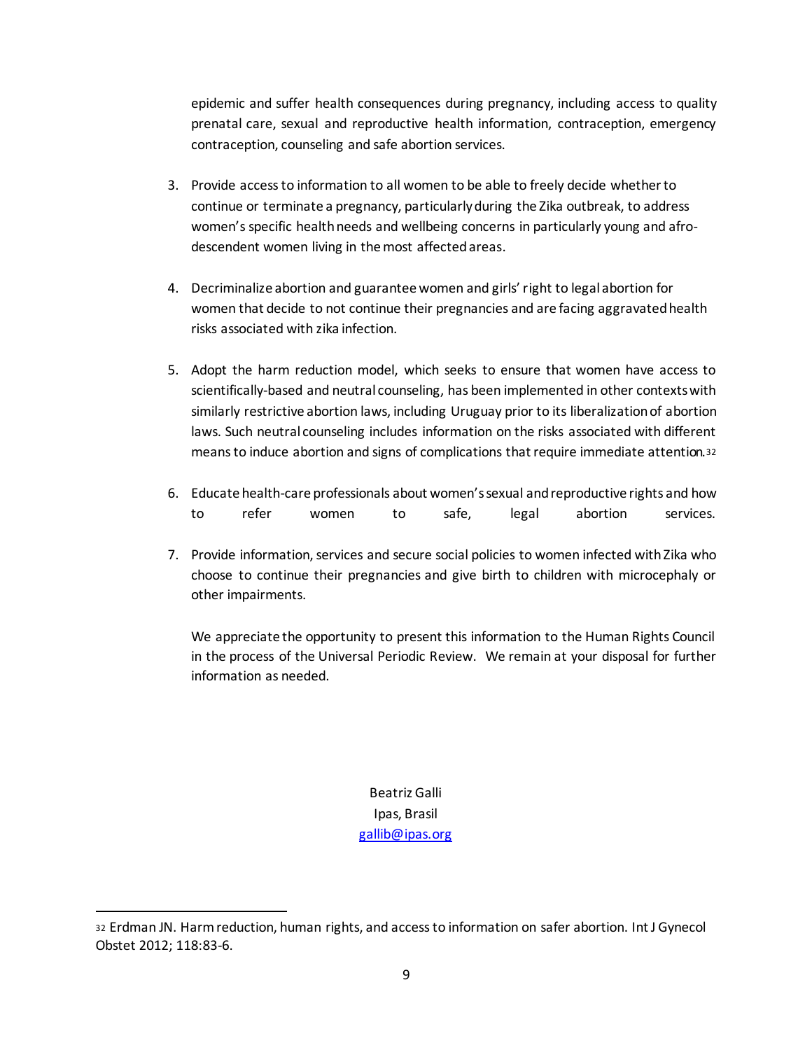epidemic and suffer health consequences during pregnancy, including access to quality prenatal care, sexual and reproductive health information, contraception, emergency contraception, counseling and safe abortion services.

3. Provide access to information to all women to be able to freely decide whether to continue or terminate a pregnancy, particularly during the Zika outbreak, to address women's specific health needs and wellbeing concerns in particularly young and afro-descendent women living in the most affected areas.

4. Decriminalize abortion and guarantee women and girls' right to legal abortion for women that decide to not continue their pregnancies and are facing aggravated health risks associated with zika infection.

5. Adopt the harm reduction model, which seeks to ensure that women have access to scientifically-based and neutral counseling, has been implemented in other contexts with similarly restrictive abortion laws, including Uruguay prior to its liberalization of abortion laws. Such neutral counseling includes information on the risks associated with different means to induce abortion and signs of complications that require immediate attention.[32]

6. Educate health-care professionals about women's sexual and reproductive rights and how to refer women to safe, legal abortion services.

7. Provide information, services and secure social policies to women infected with Zika who choose to continue their pregnancies and give birth to children with microcephaly or other impairments.

We appreciate the opportunity to present this information to the Human Rights Council in the process of the Universal Periodic Review. We remain at your disposal for further information as needed.

Beatriz Galli
Ipas, Brasil
gallib@ipas.org

---

[32] Erdman JN. Harm reduction, human rights, and access to information on safer abortion. Int J Gynecol Obstet 2012; 118:83-6.